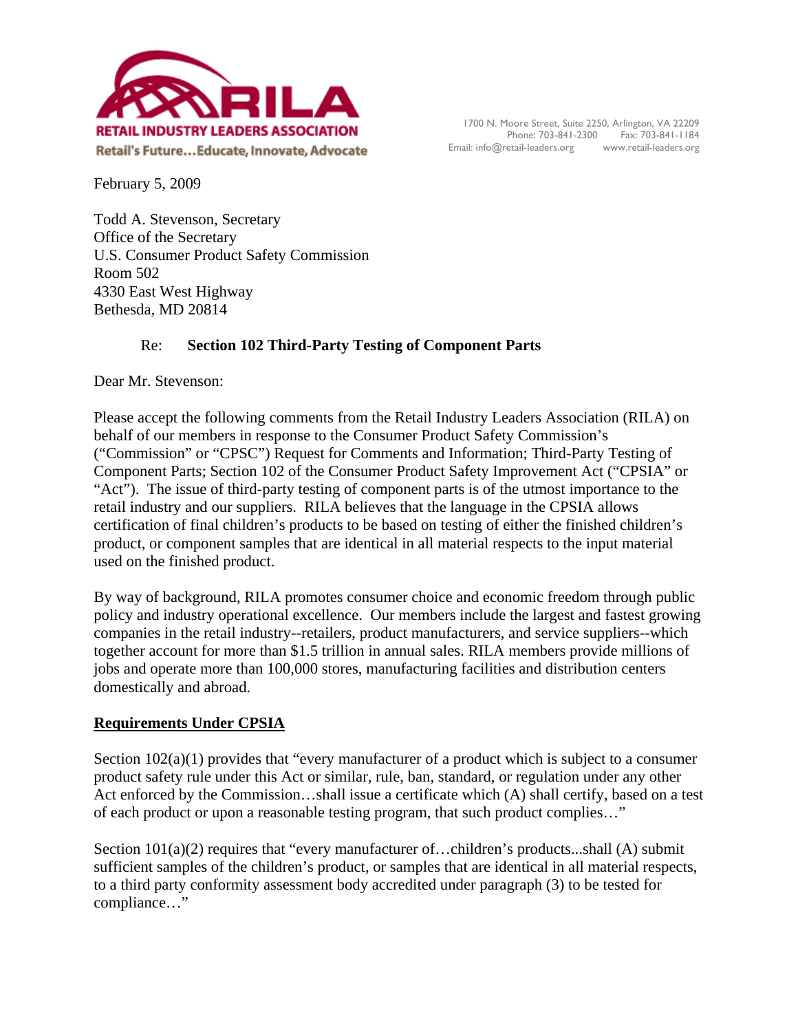**RILA**
**RETAIL INDUSTRY LEADERS ASSOCIATION**
Retail's Future…Educate, Innovate, Advocate

1700 N. Moore Street, Suite 2250, Arlington, VA 22209
Phone: 703-841-2300 Fax: 703-841-1184
Email: info@retail-leaders.org www.retail-leaders.org

February 5, 2009

Todd A. Stevenson, Secretary
Office of the Secretary
U.S. Consumer Product Safety Commission
Room 502
4330 East West Highway
Bethesda, MD 20814

Re: **Section 102 Third-Party Testing of Component Parts**

Dear Mr. Stevenson:

Please accept the following comments from the Retail Industry Leaders Association (RILA) on behalf of our members in response to the Consumer Product Safety Commission's ("Commission" or "CPSC") Request for Comments and Information; Third-Party Testing of Component Parts; Section 102 of the Consumer Product Safety Improvement Act ("CPSIA" or "Act"). The issue of third-party testing of component parts is of the utmost importance to the retail industry and our suppliers. RILA believes that the language in the CPSIA allows certification of final children's products to be based on testing of either the finished children's product, or component samples that are identical in all material respects to the input material used on the finished product.

By way of background, RILA promotes consumer choice and economic freedom through public policy and industry operational excellence. Our members include the largest and fastest growing companies in the retail industry--retailers, product manufacturers, and service suppliers--which together account for more than $1.5 trillion in annual sales. RILA members provide millions of jobs and operate more than 100,000 stores, manufacturing facilities and distribution centers domestically and abroad.

## Requirements Under CPSIA

Section 102(a)(1) provides that "every manufacturer of a product which is subject to a consumer product safety rule under this Act or similar, rule, ban, standard, or regulation under any other Act enforced by the Commission…shall issue a certificate which (A) shall certify, based on a test of each product or upon a reasonable testing program, that such product complies…"

Section 101(a)(2) requires that "every manufacturer of…children's products...shall (A) submit sufficient samples of the children's product, or samples that are identical in all material respects, to a third party conformity assessment body accredited under paragraph (3) to be tested for compliance…"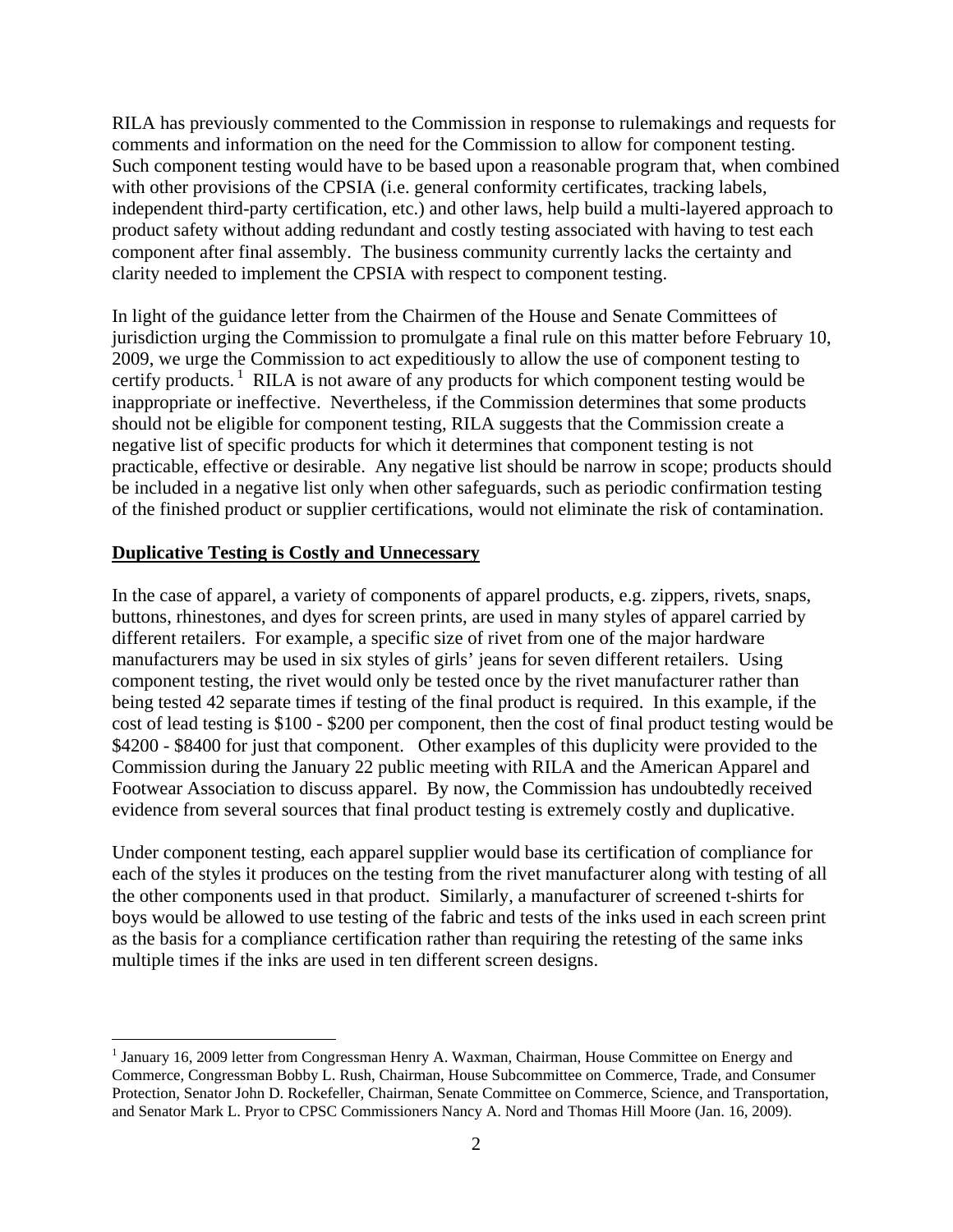RILA has previously commented to the Commission in response to rulemakings and requests for comments and information on the need for the Commission to allow for component testing. Such component testing would have to be based upon a reasonable program that, when combined with other provisions of the CPSIA (i.e. general conformity certificates, tracking labels, independent third-party certification, etc.) and other laws, help build a multi-layered approach to product safety without adding redundant and costly testing associated with having to test each component after final assembly. The business community currently lacks the certainty and clarity needed to implement the CPSIA with respect to component testing.

In light of the guidance letter from the Chairmen of the House and Senate Committees of jurisdiction urging the Commission to promulgate a final rule on this matter before February 10, 2009, we urge the Commission to act expeditiously to allow the use of component testing to certify products. [1] RILA is not aware of any products for which component testing would be inappropriate or ineffective. Nevertheless, if the Commission determines that some products should not be eligible for component testing, RILA suggests that the Commission create a negative list of specific products for which it determines that component testing is not practicable, effective or desirable. Any negative list should be narrow in scope; products should be included in a negative list only when other safeguards, such as periodic confirmation testing of the finished product or supplier certifications, would not eliminate the risk of contamination.

**Duplicative Testing is Costly and Unnecessary**

In the case of apparel, a variety of components of apparel products, e.g. zippers, rivets, snaps, buttons, rhinestones, and dyes for screen prints, are used in many styles of apparel carried by different retailers. For example, a specific size of rivet from one of the major hardware manufacturers may be used in six styles of girls' jeans for seven different retailers. Using component testing, the rivet would only be tested once by the rivet manufacturer rather than being tested 42 separate times if testing of the final product is required. In this example, if the cost of lead testing is $100 - $200 per component, then the cost of final product testing would be $4200 - $8400 for just that component. Other examples of this duplicity were provided to the Commission during the January 22 public meeting with RILA and the American Apparel and Footwear Association to discuss apparel. By now, the Commission has undoubtedly received evidence from several sources that final product testing is extremely costly and duplicative.

Under component testing, each apparel supplier would base its certification of compliance for each of the styles it produces on the testing from the rivet manufacturer along with testing of all the other components used in that product. Similarly, a manufacturer of screened t-shirts for boys would be allowed to use testing of the fabric and tests of the inks used in each screen print as the basis for a compliance certification rather than requiring the retesting of the same inks multiple times if the inks are used in ten different screen designs.

---

[1] January 16, 2009 letter from Congressman Henry A. Waxman, Chairman, House Committee on Energy and Commerce, Congressman Bobby L. Rush, Chairman, House Subcommittee on Commerce, Trade, and Consumer Protection, Senator John D. Rockefeller, Chairman, Senate Committee on Commerce, Science, and Transportation, and Senator Mark L. Pryor to CPSC Commissioners Nancy A. Nord and Thomas Hill Moore (Jan. 16, 2009).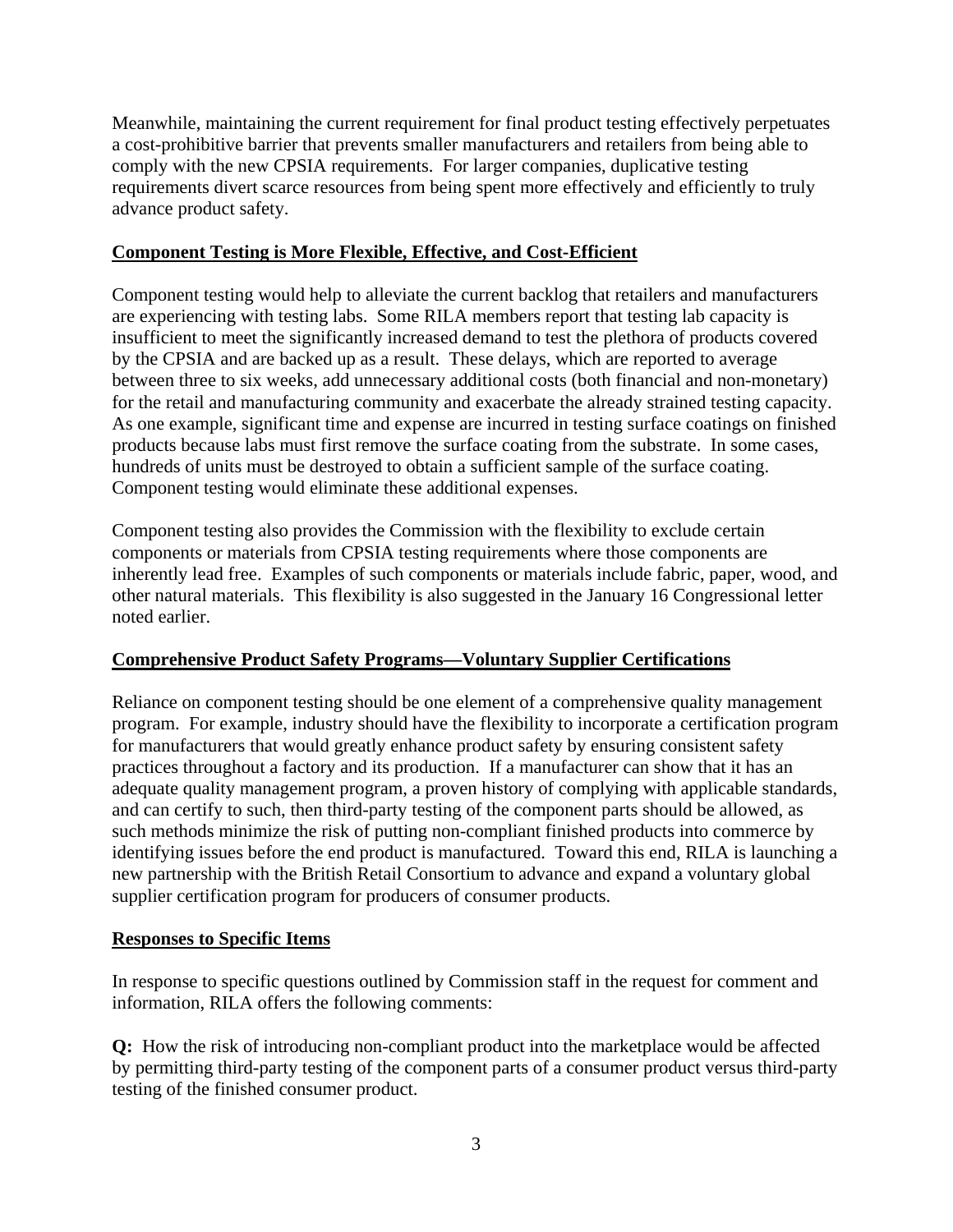Meanwhile, maintaining the current requirement for final product testing effectively perpetuates a cost-prohibitive barrier that prevents smaller manufacturers and retailers from being able to comply with the new CPSIA requirements. For larger companies, duplicative testing requirements divert scarce resources from being spent more effectively and efficiently to truly advance product safety.

**Component Testing is More Flexible, Effective, and Cost-Efficient**

Component testing would help to alleviate the current backlog that retailers and manufacturers are experiencing with testing labs. Some RILA members report that testing lab capacity is insufficient to meet the significantly increased demand to test the plethora of products covered by the CPSIA and are backed up as a result. These delays, which are reported to average between three to six weeks, add unnecessary additional costs (both financial and non-monetary) for the retail and manufacturing community and exacerbate the already strained testing capacity. As one example, significant time and expense are incurred in testing surface coatings on finished products because labs must first remove the surface coating from the substrate. In some cases, hundreds of units must be destroyed to obtain a sufficient sample of the surface coating. Component testing would eliminate these additional expenses.

Component testing also provides the Commission with the flexibility to exclude certain components or materials from CPSIA testing requirements where those components are inherently lead free. Examples of such components or materials include fabric, paper, wood, and other natural materials. This flexibility is also suggested in the January 16 Congressional letter noted earlier.

**Comprehensive Product Safety Programs—Voluntary Supplier Certifications**

Reliance on component testing should be one element of a comprehensive quality management program. For example, industry should have the flexibility to incorporate a certification program for manufacturers that would greatly enhance product safety by ensuring consistent safety practices throughout a factory and its production. If a manufacturer can show that it has an adequate quality management program, a proven history of complying with applicable standards, and can certify to such, then third-party testing of the component parts should be allowed, as such methods minimize the risk of putting non-compliant finished products into commerce by identifying issues before the end product is manufactured. Toward this end, RILA is launching a new partnership with the British Retail Consortium to advance and expand a voluntary global supplier certification program for producers of consumer products.

**Responses to Specific Items**

In response to specific questions outlined by Commission staff in the request for comment and information, RILA offers the following comments:

**Q:** How the risk of introducing non-compliant product into the marketplace would be affected by permitting third-party testing of the component parts of a consumer product versus third-party testing of the finished consumer product.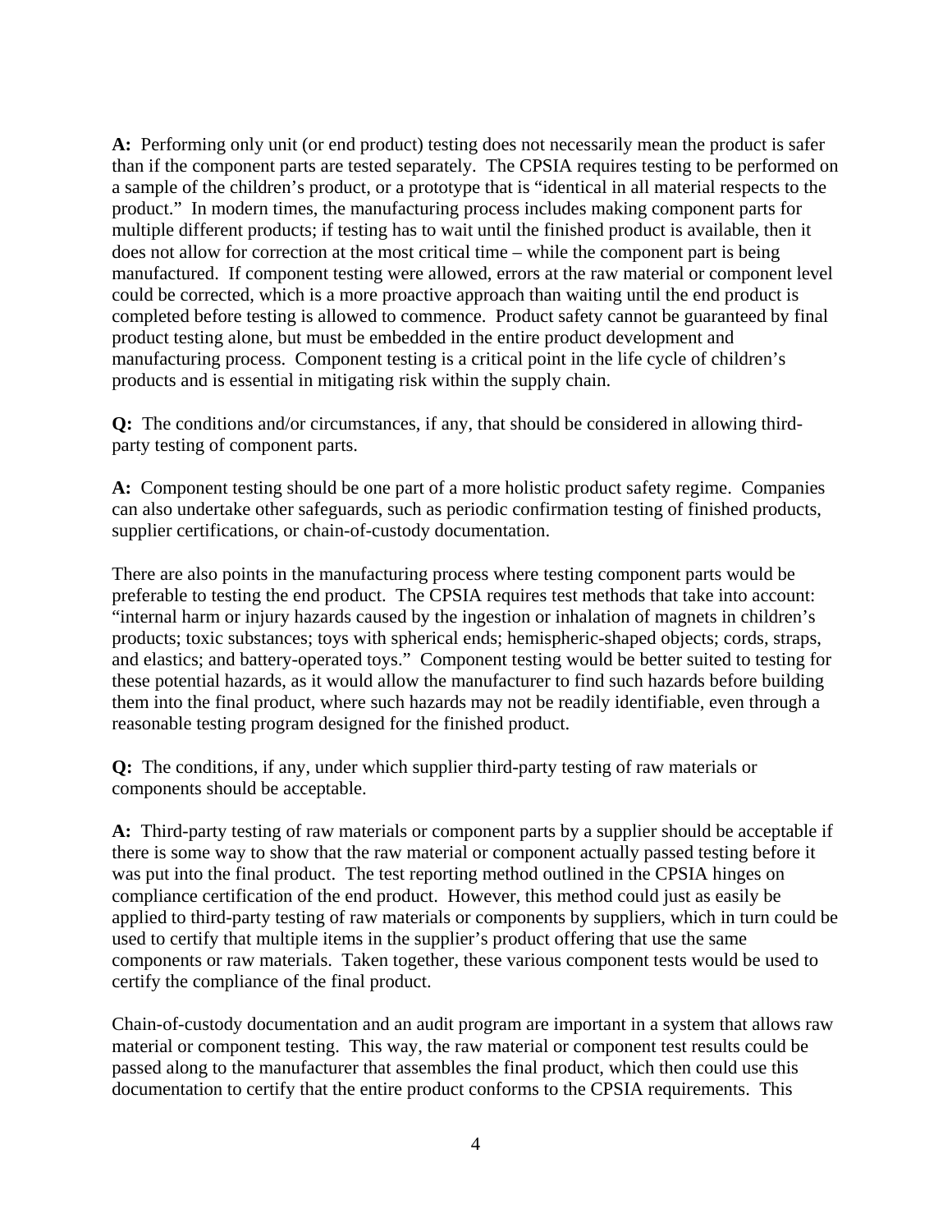**A:** Performing only unit (or end product) testing does not necessarily mean the product is safer than if the component parts are tested separately. The CPSIA requires testing to be performed on a sample of the children's product, or a prototype that is "identical in all material respects to the product." In modern times, the manufacturing process includes making component parts for multiple different products; if testing has to wait until the finished product is available, then it does not allow for correction at the most critical time – while the component part is being manufactured. If component testing were allowed, errors at the raw material or component level could be corrected, which is a more proactive approach than waiting until the end product is completed before testing is allowed to commence. Product safety cannot be guaranteed by final product testing alone, but must be embedded in the entire product development and manufacturing process. Component testing is a critical point in the life cycle of children's products and is essential in mitigating risk within the supply chain.

**Q:** The conditions and/or circumstances, if any, that should be considered in allowing third-party testing of component parts.

**A:** Component testing should be one part of a more holistic product safety regime. Companies can also undertake other safeguards, such as periodic confirmation testing of finished products, supplier certifications, or chain-of-custody documentation.

There are also points in the manufacturing process where testing component parts would be preferable to testing the end product. The CPSIA requires test methods that take into account: "internal harm or injury hazards caused by the ingestion or inhalation of magnets in children's products; toxic substances; toys with spherical ends; hemispheric-shaped objects; cords, straps, and elastics; and battery-operated toys." Component testing would be better suited to testing for these potential hazards, as it would allow the manufacturer to find such hazards before building them into the final product, where such hazards may not be readily identifiable, even through a reasonable testing program designed for the finished product.

**Q:** The conditions, if any, under which supplier third-party testing of raw materials or components should be acceptable.

**A:** Third-party testing of raw materials or component parts by a supplier should be acceptable if there is some way to show that the raw material or component actually passed testing before it was put into the final product. The test reporting method outlined in the CPSIA hinges on compliance certification of the end product. However, this method could just as easily be applied to third-party testing of raw materials or components by suppliers, which in turn could be used to certify that multiple items in the supplier's product offering that use the same components or raw materials. Taken together, these various component tests would be used to certify the compliance of the final product.

Chain-of-custody documentation and an audit program are important in a system that allows raw material or component testing. This way, the raw material or component test results could be passed along to the manufacturer that assembles the final product, which then could use this documentation to certify that the entire product conforms to the CPSIA requirements. This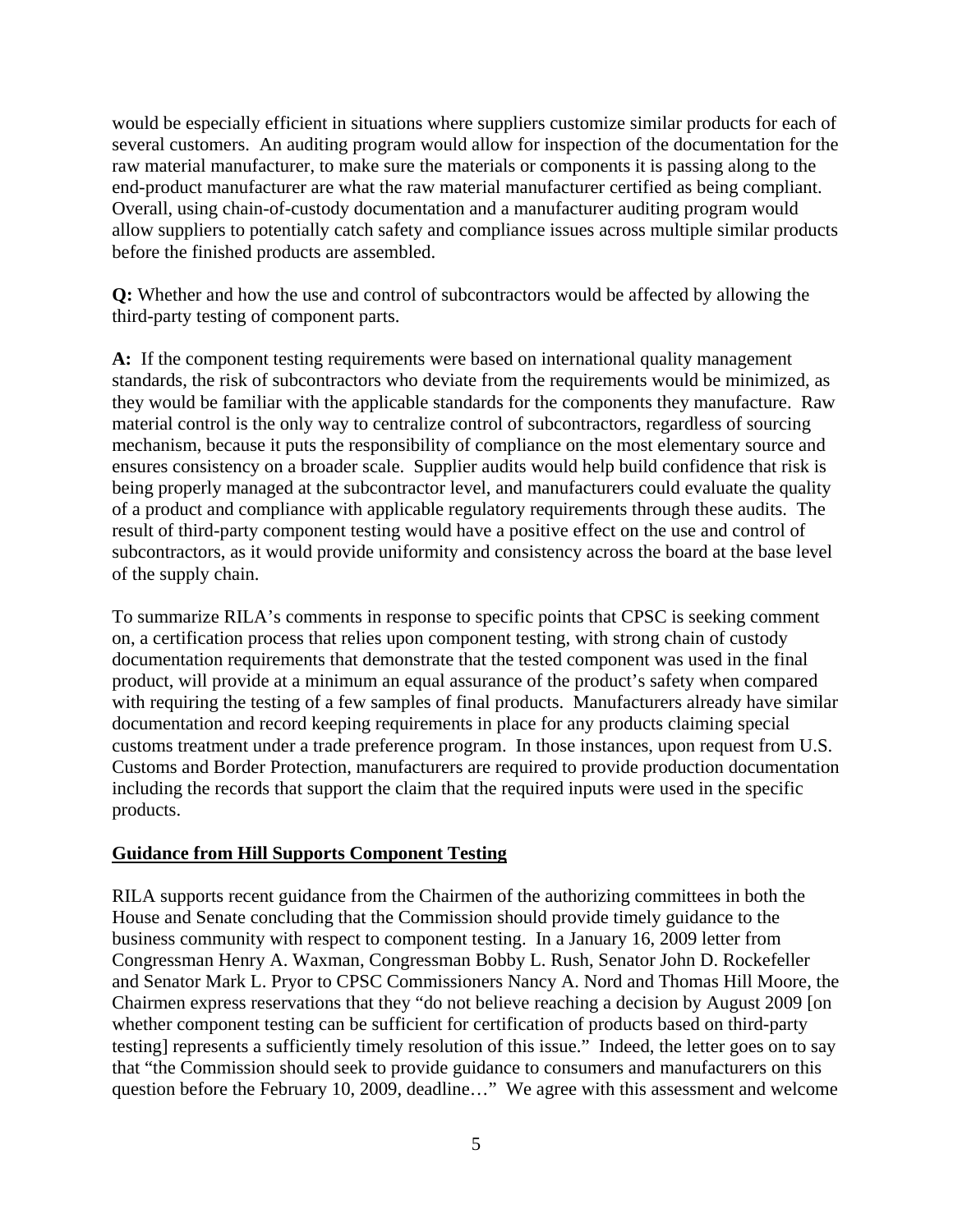would be especially efficient in situations where suppliers customize similar products for each of several customers. An auditing program would allow for inspection of the documentation for the raw material manufacturer, to make sure the materials or components it is passing along to the end-product manufacturer are what the raw material manufacturer certified as being compliant. Overall, using chain-of-custody documentation and a manufacturer auditing program would allow suppliers to potentially catch safety and compliance issues across multiple similar products before the finished products are assembled.

**Q:** Whether and how the use and control of subcontractors would be affected by allowing the third-party testing of component parts.

**A:** If the component testing requirements were based on international quality management standards, the risk of subcontractors who deviate from the requirements would be minimized, as they would be familiar with the applicable standards for the components they manufacture. Raw material control is the only way to centralize control of subcontractors, regardless of sourcing mechanism, because it puts the responsibility of compliance on the most elementary source and ensures consistency on a broader scale. Supplier audits would help build confidence that risk is being properly managed at the subcontractor level, and manufacturers could evaluate the quality of a product and compliance with applicable regulatory requirements through these audits. The result of third-party component testing would have a positive effect on the use and control of subcontractors, as it would provide uniformity and consistency across the board at the base level of the supply chain.

To summarize RILA's comments in response to specific points that CPSC is seeking comment on, a certification process that relies upon component testing, with strong chain of custody documentation requirements that demonstrate that the tested component was used in the final product, will provide at a minimum an equal assurance of the product's safety when compared with requiring the testing of a few samples of final products. Manufacturers already have similar documentation and record keeping requirements in place for any products claiming special customs treatment under a trade preference program. In those instances, upon request from U.S. Customs and Border Protection, manufacturers are required to provide production documentation including the records that support the claim that the required inputs were used in the specific products.

**Guidance from Hill Supports Component Testing**

RILA supports recent guidance from the Chairmen of the authorizing committees in both the House and Senate concluding that the Commission should provide timely guidance to the business community with respect to component testing. In a January 16, 2009 letter from Congressman Henry A. Waxman, Congressman Bobby L. Rush, Senator John D. Rockefeller and Senator Mark L. Pryor to CPSC Commissioners Nancy A. Nord and Thomas Hill Moore, the Chairmen express reservations that they "do not believe reaching a decision by August 2009 [on whether component testing can be sufficient for certification of products based on third-party testing] represents a sufficiently timely resolution of this issue." Indeed, the letter goes on to say that "the Commission should seek to provide guidance to consumers and manufacturers on this question before the February 10, 2009, deadline…" We agree with this assessment and welcome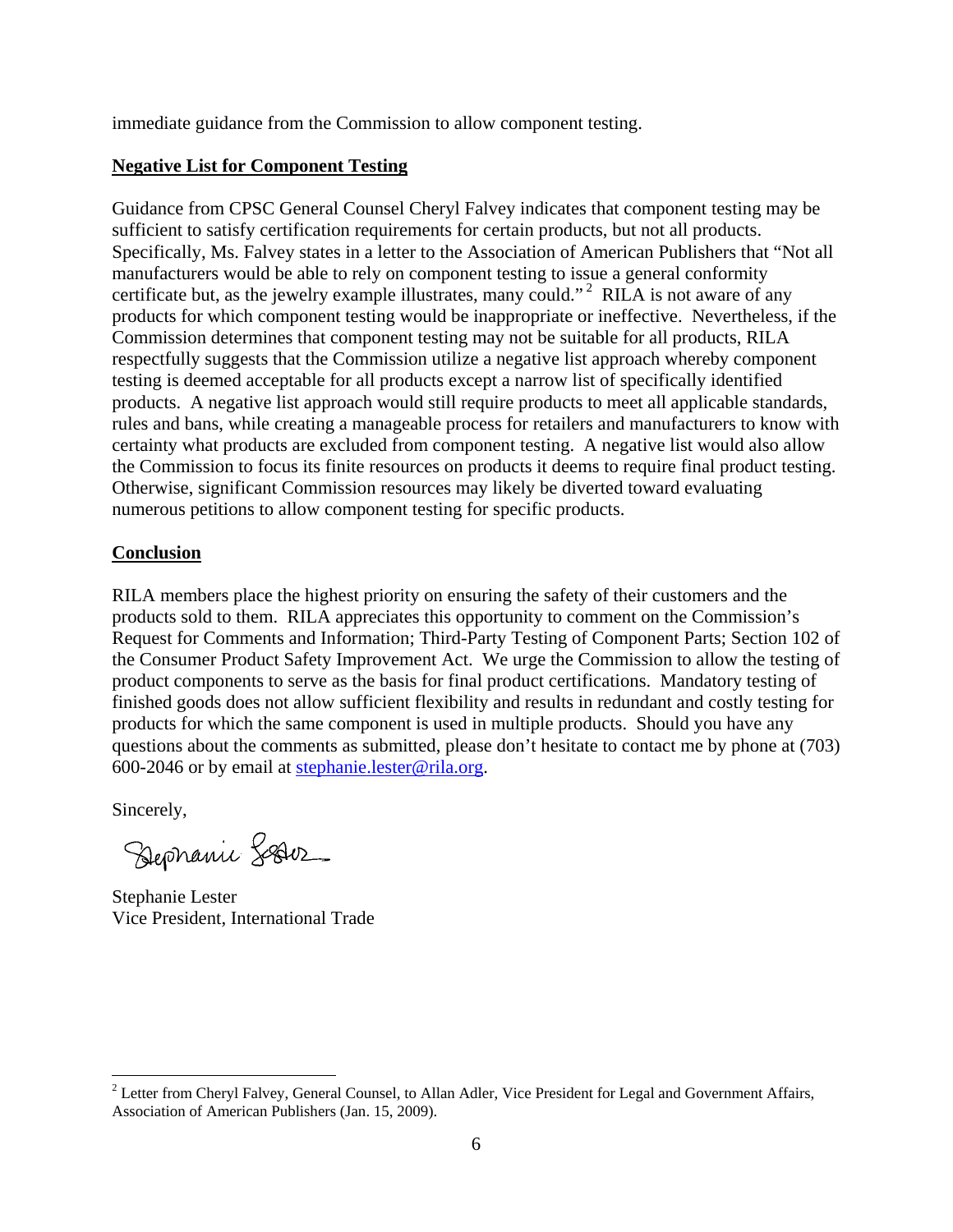immediate guidance from the Commission to allow component testing.

**Negative List for Component Testing**

Guidance from CPSC General Counsel Cheryl Falvey indicates that component testing may be sufficient to satisfy certification requirements for certain products, but not all products. Specifically, Ms. Falvey states in a letter to the Association of American Publishers that "Not all manufacturers would be able to rely on component testing to issue a general conformity certificate but, as the jewelry example illustrates, many could." [2] RILA is not aware of any products for which component testing would be inappropriate or ineffective. Nevertheless, if the Commission determines that component testing may not be suitable for all products, RILA respectfully suggests that the Commission utilize a negative list approach whereby component testing is deemed acceptable for all products except a narrow list of specifically identified products. A negative list approach would still require products to meet all applicable standards, rules and bans, while creating a manageable process for retailers and manufacturers to know with certainty what products are excluded from component testing. A negative list would also allow the Commission to focus its finite resources on products it deems to require final product testing. Otherwise, significant Commission resources may likely be diverted toward evaluating numerous petitions to allow component testing for specific products.

**Conclusion**

RILA members place the highest priority on ensuring the safety of their customers and the products sold to them. RILA appreciates this opportunity to comment on the Commission's Request for Comments and Information; Third-Party Testing of Component Parts; Section 102 of the Consumer Product Safety Improvement Act. We urge the Commission to allow the testing of product components to serve as the basis for final product certifications. Mandatory testing of finished goods does not allow sufficient flexibility and results in redundant and costly testing for products for which the same component is used in multiple products. Should you have any questions about the comments as submitted, please don't hesitate to contact me by phone at (703) 600-2046 or by email at stephanie.lester@rila.org.

Sincerely,

Stephanie Lester

Stephanie Lester
Vice President, International Trade

---

[2] Letter from Cheryl Falvey, General Counsel, to Allan Adler, Vice President for Legal and Government Affairs, Association of American Publishers (Jan. 15, 2009).